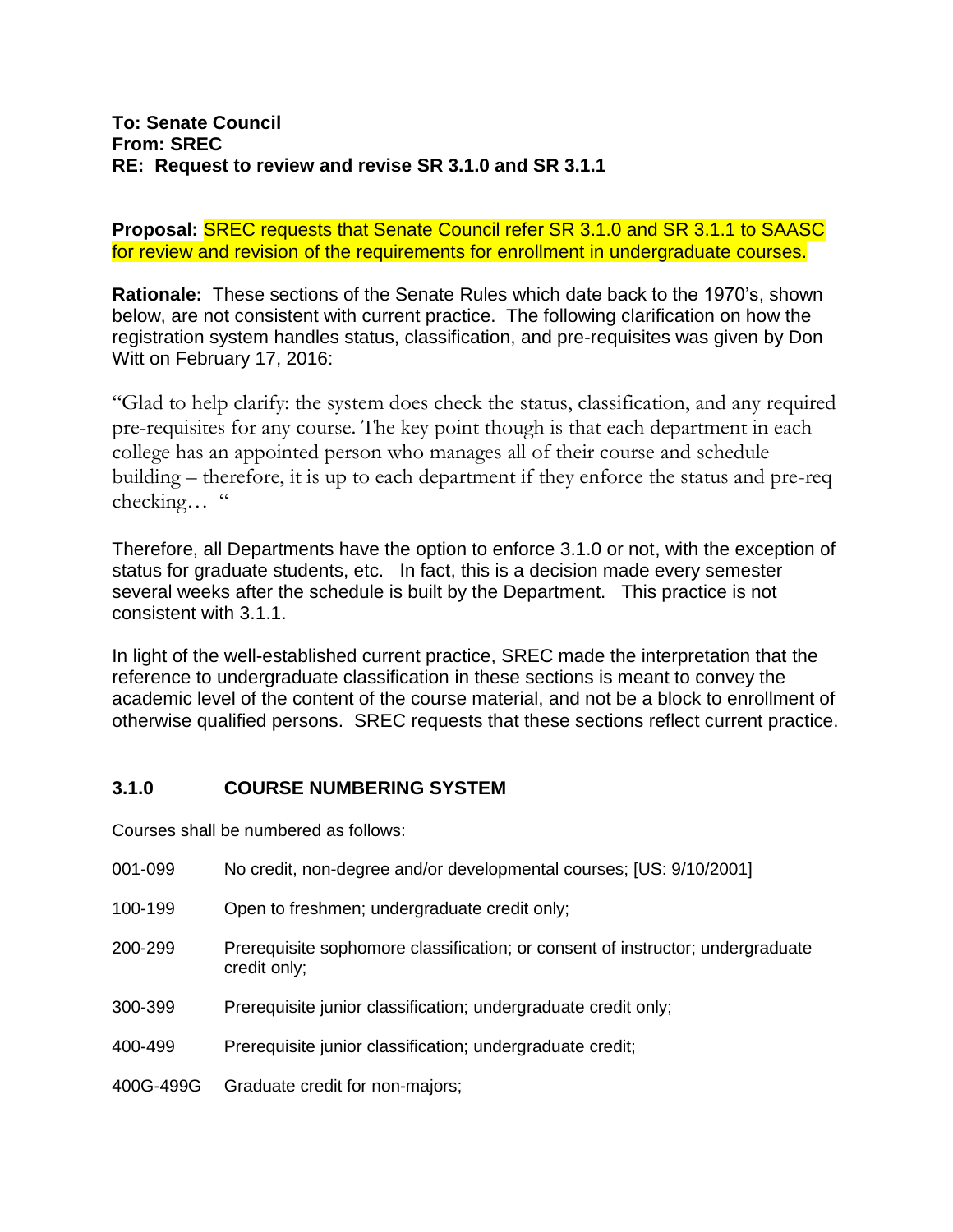**To: Senate Council**
**From: SREC**
**RE: Request to review and revise SR 3.1.0 and SR 3.1.1**

**Proposal:** SREC requests that Senate Council refer SR 3.1.0 and SR 3.1.1 to SAASC for review and revision of the requirements for enrollment in undergraduate courses.

**Rationale:** These sections of the Senate Rules which date back to the 1970's, shown below, are not consistent with current practice. The following clarification on how the registration system handles status, classification, and pre-requisites was given by Don Witt on February 17, 2016:

"Glad to help clarify: the system does check the status, classification, and any required pre-requisites for any course. The key point though is that each department in each college has an appointed person who manages all of their course and schedule building – therefore, it is up to each department if they enforce the status and pre-req checking… "

Therefore, all Departments have the option to enforce 3.1.0 or not, with the exception of status for graduate students, etc. In fact, this is a decision made every semester several weeks after the schedule is built by the Department. This practice is not consistent with 3.1.1.

In light of the well-established current practice, SREC made the interpretation that the reference to undergraduate classification in these sections is meant to convey the academic level of the content of the course material, and not be a block to enrollment of otherwise qualified persons. SREC requests that these sections reflect current practice.

### 3.1.0 COURSE NUMBERING SYSTEM

Courses shall be numbered as follows:

| | |
|---|---|
| 001-099 | No credit, non-degree and/or developmental courses; [US: 9/10/2001] |
| 100-199 | Open to freshmen; undergraduate credit only; |
| 200-299 | Prerequisite sophomore classification; or consent of instructor; undergraduate credit only; |
| 300-399 | Prerequisite junior classification; undergraduate credit only; |
| 400-499 | Prerequisite junior classification; undergraduate credit; |
| 400G-499G | Graduate credit for non-majors; |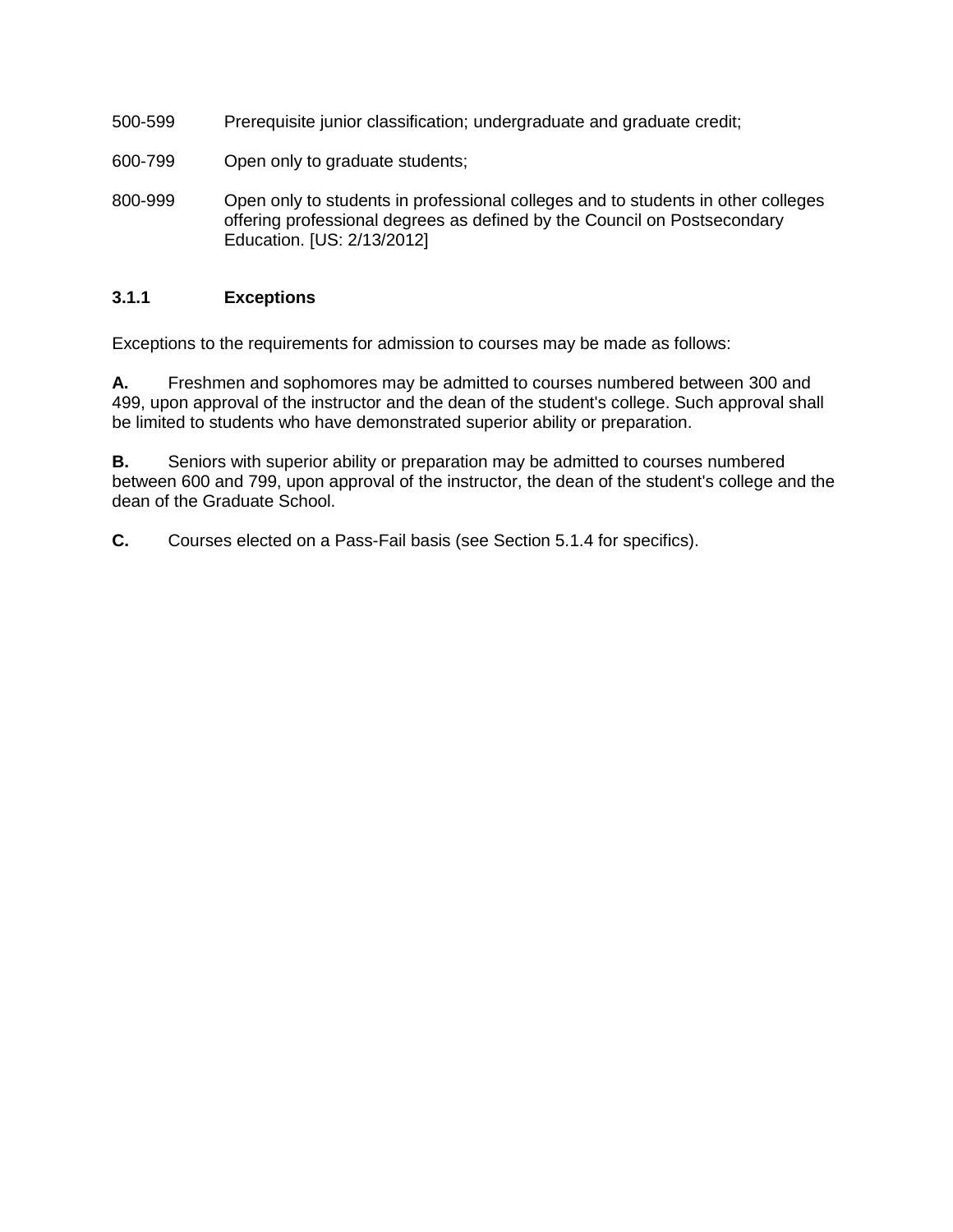| | |
|---|---|
| 500-599 | Prerequisite junior classification; undergraduate and graduate credit; |
| 600-799 | Open only to graduate students; |
| 800-999 | Open only to students in professional colleges and to students in other colleges offering professional degrees as defined by the Council on Postsecondary Education. [US: 2/13/2012] |

### 3.1.1 Exceptions

Exceptions to the requirements for admission to courses may be made as follows:

**A.** Freshmen and sophomores may be admitted to courses numbered between 300 and 499, upon approval of the instructor and the dean of the student's college. Such approval shall be limited to students who have demonstrated superior ability or preparation.

**B.** Seniors with superior ability or preparation may be admitted to courses numbered between 600 and 799, upon approval of the instructor, the dean of the student's college and the dean of the Graduate School.

**C.** Courses elected on a Pass-Fail basis (see Section 5.1.4 for specifics).